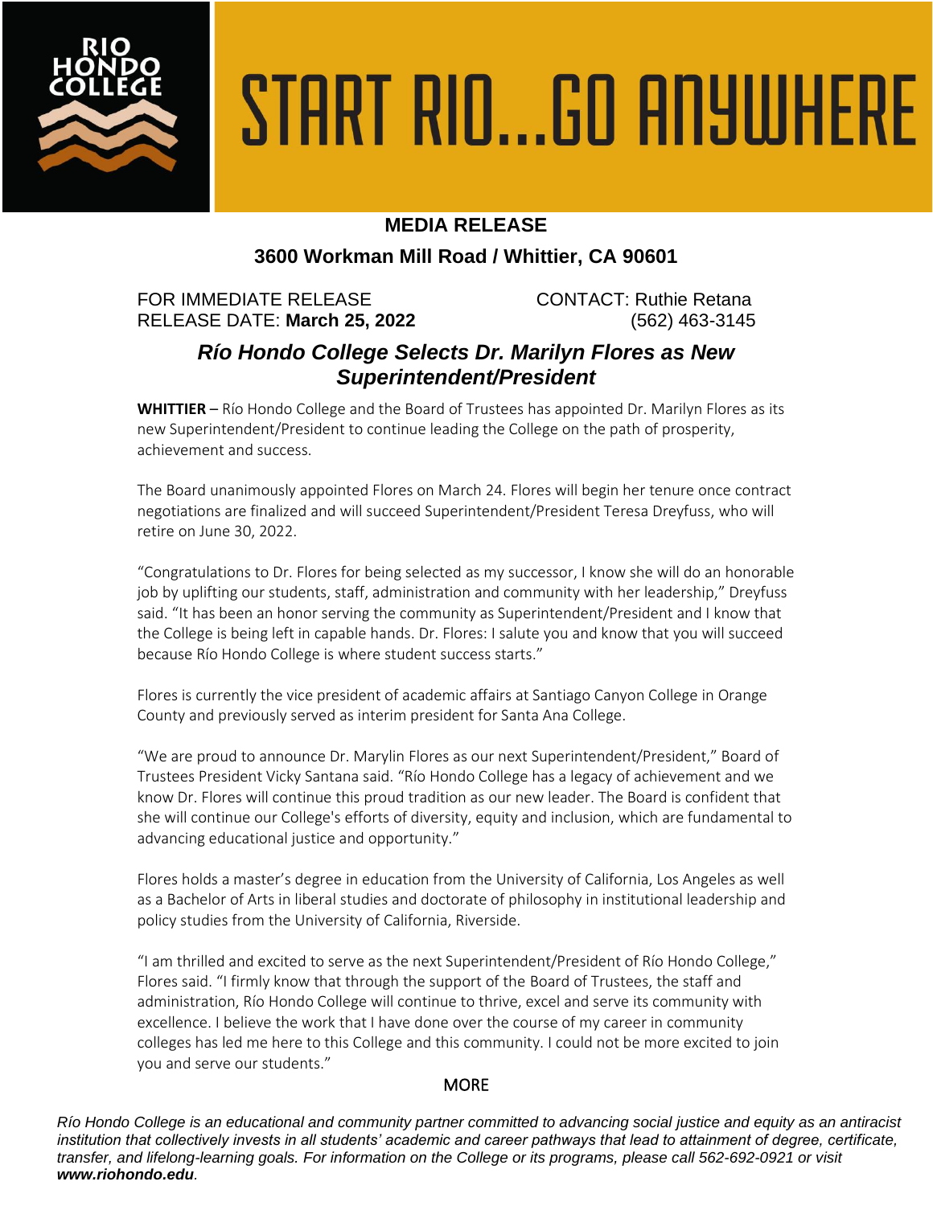RIO HONDO COLLEGE

START RIO...GO ANYWHERE

**MEDIA RELEASE**

**3600 Workman Mill Road / Whittier, CA 90601**

FOR IMMEDIATE RELEASE
RELEASE DATE: **March 25, 2022**

CONTACT: Ruthie Retana
(562) 463-3145

## *Río Hondo College Selects Dr. Marilyn Flores as New Superintendent/President*

**WHITTIER** – Río Hondo College and the Board of Trustees has appointed Dr. Marilyn Flores as its new Superintendent/President to continue leading the College on the path of prosperity, achievement and success.

The Board unanimously appointed Flores on March 24. Flores will begin her tenure once contract negotiations are finalized and will succeed Superintendent/President Teresa Dreyfuss, who will retire on June 30, 2022.

"Congratulations to Dr. Flores for being selected as my successor, I know she will do an honorable job by uplifting our students, staff, administration and community with her leadership," Dreyfuss said. "It has been an honor serving the community as Superintendent/President and I know that the College is being left in capable hands. Dr. Flores: I salute you and know that you will succeed because Río Hondo College is where student success starts."

Flores is currently the vice president of academic affairs at Santiago Canyon College in Orange County and previously served as interim president for Santa Ana College.

"We are proud to announce Dr. Marylin Flores as our next Superintendent/President," Board of Trustees President Vicky Santana said. "Río Hondo College has a legacy of achievement and we know Dr. Flores will continue this proud tradition as our new leader. The Board is confident that she will continue our College's efforts of diversity, equity and inclusion, which are fundamental to advancing educational justice and opportunity."

Flores holds a master's degree in education from the University of California, Los Angeles as well as a Bachelor of Arts in liberal studies and doctorate of philosophy in institutional leadership and policy studies from the University of California, Riverside.

"I am thrilled and excited to serve as the next Superintendent/President of Río Hondo College," Flores said. "I firmly know that through the support of the Board of Trustees, the staff and administration, Río Hondo College will continue to thrive, excel and serve its community with excellence. I believe the work that I have done over the course of my career in community colleges has led me here to this College and this community. I could not be more excited to join you and serve our students."

MORE

*Río Hondo College is an educational and community partner committed to advancing social justice and equity as an antiracist institution that collectively invests in all students' academic and career pathways that lead to attainment of degree, certificate, transfer, and lifelong-learning goals. For information on the College or its programs, please call 562-692-0921 or visit **www.riohondo.edu**.*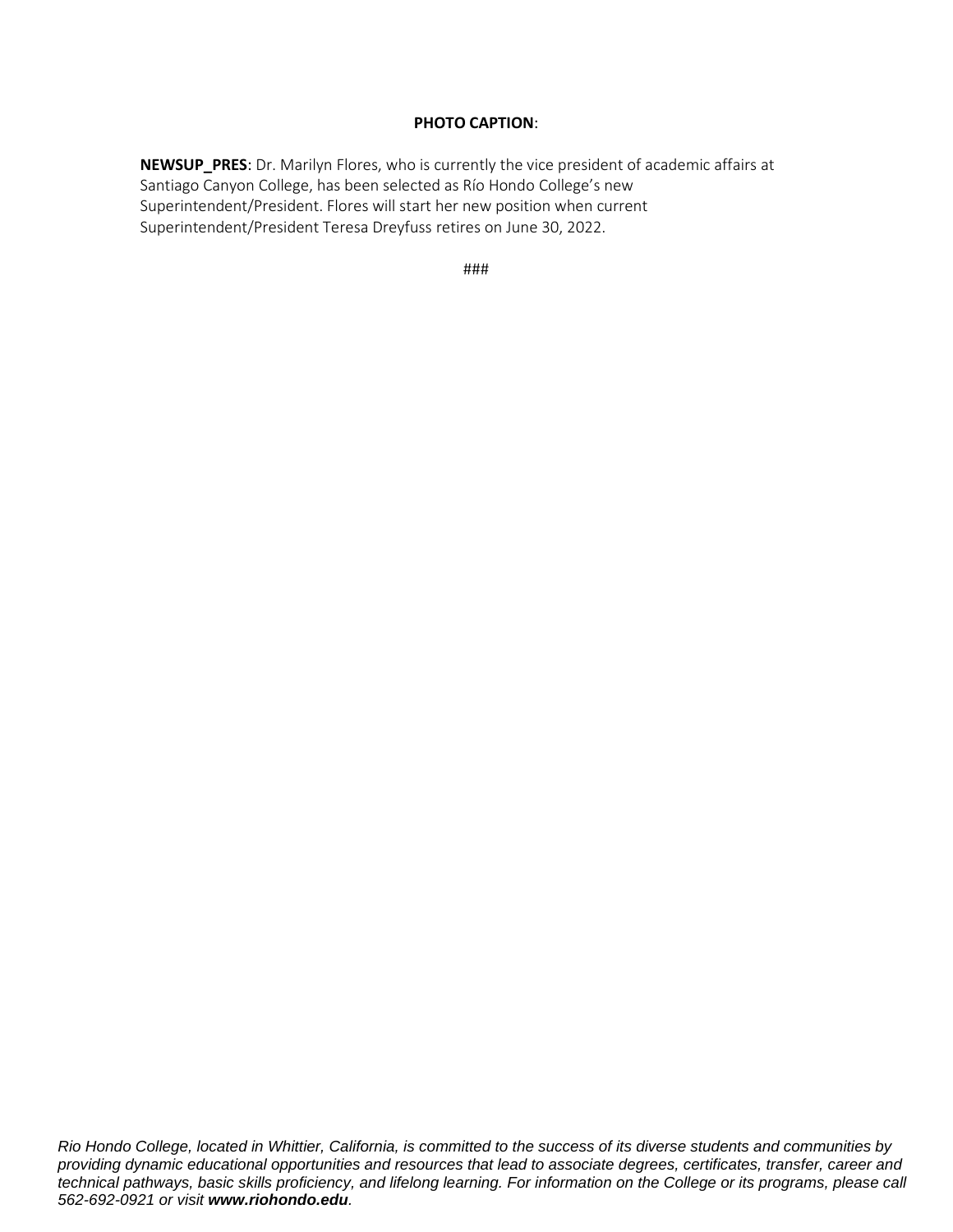**PHOTO CAPTION**:

**NEWSUP_PRES**: Dr. Marilyn Flores, who is currently the vice president of academic affairs at Santiago Canyon College, has been selected as Río Hondo College's new Superintendent/President. Flores will start her new position when current Superintendent/President Teresa Dreyfuss retires on June 30, 2022.

###

*Rio Hondo College, located in Whittier, California, is committed to the success of its diverse students and communities by providing dynamic educational opportunities and resources that lead to associate degrees, certificates, transfer, career and technical pathways, basic skills proficiency, and lifelong learning. For information on the College or its programs, please call 562-692-0921 or visit **www.riohondo.edu**.*